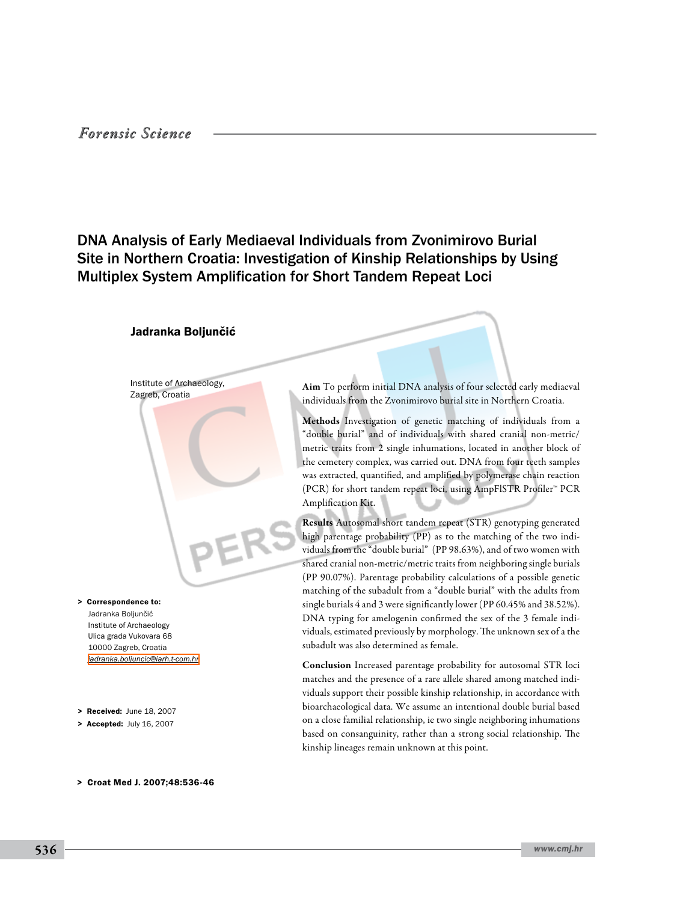*Forensic Science*

# DNA Analysis of Early Mediaeval Individuals from Zvonimirovo Burial Site in Northern Croatia: Investigation of Kinship Relationships by Using Multiplex System Amplification for Short Tandem Repeat Loci

**Jadranka Boljunčić**

Institute of Archaeology, Zagreb, Croatia

**Aim** To perform initial DNA analysis of four selected early mediaeval individuals from the Zvonimirovo burial site in Northern Croatia.

**Methods** Investigation of genetic matching of individuals from a "double burial" and of individuals with shared cranial non-metric/metric traits from 2 single inhumations, located in another block of the cemetery complex, was carried out. DNA from four teeth samples was extracted, quantified, and amplified by polymerase chain reaction (PCR) for short tandem repeat loci, using AmpFlSTR Profiler™ PCR Amplification Kit.

**Results** Autosomal short tandem repeat (STR) genotyping generated high parentage probability (PP) as to the matching of the two individuals from the "double burial" (PP 98.63%), and of two women with shared cranial non-metric/metric traits from neighboring single burials (PP 90.07%). Parentage probability calculations of a possible genetic matching of the subadult from a "double burial" with the adults from single burials 4 and 3 were significantly lower (PP 60.45% and 38.52%). DNA typing for amelogenin confirmed the sex of the 3 female individuals, estimated previously by morphology. The unknown sex of a the subadult was also determined as female.

**Conclusion** Increased parentage probability for autosomal STR loci matches and the presence of a rare allele shared among matched individuals support their possible kinship relationship, in accordance with bioarchaeological data. We assume an intentional double burial based on a close familial relationship, ie two single neighboring inhumations based on consanguinity, rather than a strong social relationship. The kinship lineages remain unknown at this point.

> **Correspondence to:**
> Jadranka Boljunčić
> Institute of Archaeology
> Ulica grada Vukovara 68
> 10000 Zagreb, Croatia
> jadranka.boljuncic@iarh.t-com.hr

> **Received:** June 18, 2007
> **Accepted:** July 16, 2007

> **Croat Med J. 2007;48:536-46**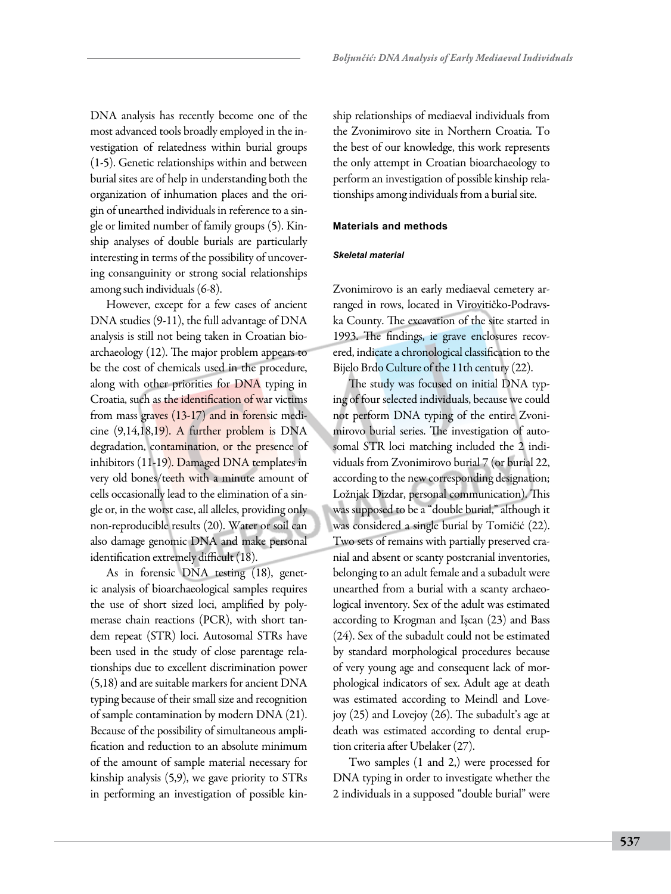DNA analysis has recently become one of the most advanced tools broadly employed in the investigation of relatedness within burial groups (1-5). Genetic relationships within and between burial sites are of help in understanding both the organization of inhumation places and the origin of unearthed individuals in reference to a single or limited number of family groups (5). Kinship analyses of double burials are particularly interesting in terms of the possibility of uncovering consanguinity or strong social relationships among such individuals (6-8).

However, except for a few cases of ancient DNA studies (9-11), the full advantage of DNA analysis is still not being taken in Croatian bioarchaeology (12). The major problem appears to be the cost of chemicals used in the procedure, along with other priorities for DNA typing in Croatia, such as the identification of war victims from mass graves (13-17) and in forensic medicine (9,14,18,19). A further problem is DNA degradation, contamination, or the presence of inhibitors (11-19). Damaged DNA templates in very old bones/teeth with a minute amount of cells occasionally lead to the elimination of a single or, in the worst case, all alleles, providing only non-reproducible results (20). Water or soil can also damage genomic DNA and make personal identification extremely difficult (18).

As in forensic DNA testing (18), genetic analysis of bioarchaeological samples requires the use of short sized loci, amplified by polymerase chain reactions (PCR), with short tandem repeat (STR) loci. Autosomal STRs have been used in the study of close parentage relationships due to excellent discrimination power (5,18) and are suitable markers for ancient DNA typing because of their small size and recognition of sample contamination by modern DNA (21). Because of the possibility of simultaneous amplification and reduction to an absolute minimum of the amount of sample material necessary for kinship analysis (5,9), we gave priority to STRs in performing an investigation of possible kinship relationships of mediaeval individuals from the Zvonimirovo site in Northern Croatia. To the best of our knowledge, this work represents the only attempt in Croatian bioarchaeology to perform an investigation of possible kinship relationships among individuals from a burial site.

## Materials and methods

### *Skeletal material*

Zvonimirovo is an early mediaeval cemetery arranged in rows, located in Virovitičko-Podravska County. The excavation of the site started in 1993. The findings, ie grave enclosures recovered, indicate a chronological classification to the Bijelo Brdo Culture of the 11th century (22).

The study was focused on initial DNA typing of four selected individuals, because we could not perform DNA typing of the entire Zvonimirovo burial series. The investigation of autosomal STR loci matching included the 2 individuals from Zvonimirovo burial 7 (or burial 22, according to the new corresponding designation; Tkalčec Dizdar, personal communication). This was supposed to be a "double burial," although it was considered a single burial by Tomičić (22). Two sets of remains with partially preserved cranial and absent or scanty postcranial inventories, belonging to an adult female and a subadult were unearthed from a burial with a scanty archaeological inventory. Sex of the adult was estimated according to Krogman and Işcan (23) and Bass (24). Sex of the subadult could not be estimated by standard morphological procedures because of very young age and consequent lack of morphological indicators of sex. Adult age at death was estimated according to Meindl and Lovejoy (25) and Lovejoy (26). The subadult's age at death was estimated according to dental eruption criteria after Ubelaker (27).

Two samples (1 and 2,) were processed for DNA typing in order to investigate whether the 2 individuals in a supposed "double burial" were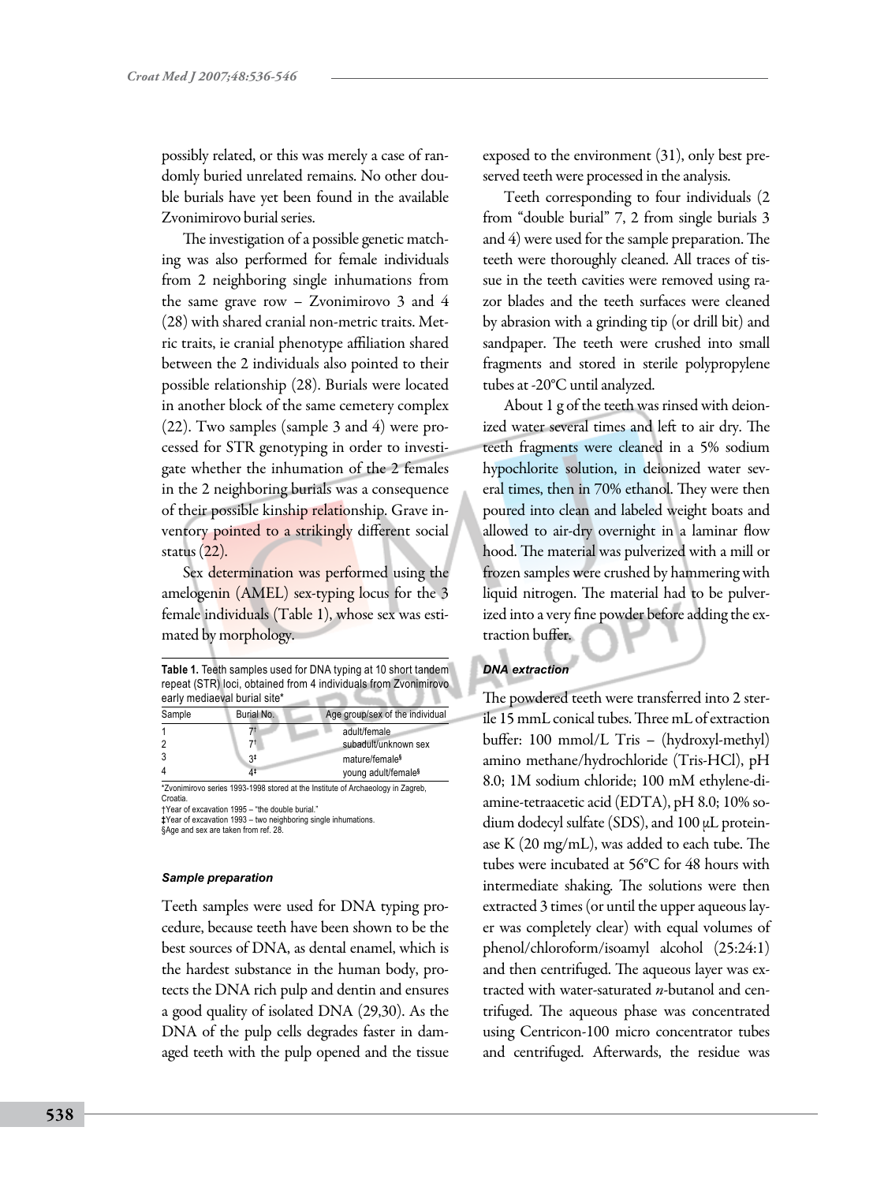possibly related, or this was merely a case of randomly buried unrelated remains. No other double burials have yet been found in the available Zvonimirovo burial series.

The investigation of a possible genetic matching was also performed for female individuals from 2 neighboring single inhumations from the same grave row – Zvonimirovo 3 and 4 (28) with shared cranial non-metric traits. Metric traits, ie cranial phenotype affiliation shared between the 2 individuals also pointed to their possible relationship (28). Burials were located in another block of the same cemetery complex (22). Two samples (sample 3 and 4) were processed for STR genotyping in order to investigate whether the inhumation of the 2 females in the 2 neighboring burials was a consequence of their possible kinship relationship. Grave inventory pointed to a strikingly different social status (22).

Sex determination was performed using the amelogenin (AMEL) sex-typing locus for the 3 female individuals (Table 1), whose sex was estimated by morphology.

**Table 1.** Teeth samples used for DNA typing at 10 short tandem repeat (STR) loci, obtained from 4 individuals from Zvonimirovo early mediaeval burial site*

| Sample | Burial No. | Age group/sex of the individual |
|---|---|---|
| 1 | 7† | adult/female |
| 2 | 7† | subadult/unknown sex |
| 3 | 3‡ | mature/female§ |
| 4 | 4‡ | young adult/female§ |

*Zvonimirovo series 1993-1998 stored at the Institute of Archaeology in Zagreb, Croatia.
†Year of excavation 1995 – "the double burial."
‡Year of excavation 1993 – two neighboring single inhumations.
§Age and sex are taken from ref. 28.

#### *Sample preparation*

Teeth samples were used for DNA typing procedure, because teeth have been shown to be the best sources of DNA, as dental enamel, which is the hardest substance in the human body, protects the DNA rich pulp and dentin and ensures a good quality of isolated DNA (29,30). As the DNA of the pulp cells degrades faster in damaged teeth with the pulp opened and the tissue exposed to the environment (31), only best preserved teeth were processed in the analysis.

Teeth corresponding to four individuals (2 from "double burial" 7, 2 from single burials 3 and 4) were used for the sample preparation. The teeth were thoroughly cleaned. All traces of tissue in the teeth cavities were removed using razor blades and the teeth surfaces were cleaned by abrasion with a grinding tip (or drill bit) and sandpaper. The teeth were crushed into small fragments and stored in sterile polypropylene tubes at -20°C until analyzed.

About 1 g of the teeth was rinsed with deionized water several times and left to air dry. The teeth fragments were cleaned in a 5% sodium hypochlorite solution, in deionized water several times, then in 70% ethanol. They were then poured into clean and labeled weight boats and allowed to air-dry overnight in a laminar flow hood. The material was pulverized with a mill or frozen samples were crushed by hammering with liquid nitrogen. The material had to be pulverized into a very fine powder before adding the extraction buffer.

#### *DNA extraction*

The powdered teeth were transferred into 2 sterile 15 mmL conical tubes. Three mL of extraction buffer: 100 mmol/L Tris – (hydroxyl-methyl) amino methane/hydrochloride (Tris-HCl), pH 8.0; 1M sodium chloride; 100 mM ethylene-diamine-tetraacetic acid (EDTA), pH 8.0; 10% sodium dodecyl sulfate (SDS), and 100 μL proteinase K (20 mg/mL), was added to each tube. The tubes were incubated at 56°C for 48 hours with intermediate shaking. The solutions were then extracted 3 times (or until the upper aqueous layer was completely clear) with equal volumes of phenol/chloroform/isoamyl alcohol (25:24:1) and then centrifuged. The aqueous layer was extracted with water-saturated *n*-butanol and centrifuged. The aqueous phase was concentrated using Centricon-100 micro concentrator tubes and centrifuged. Afterwards, the residue was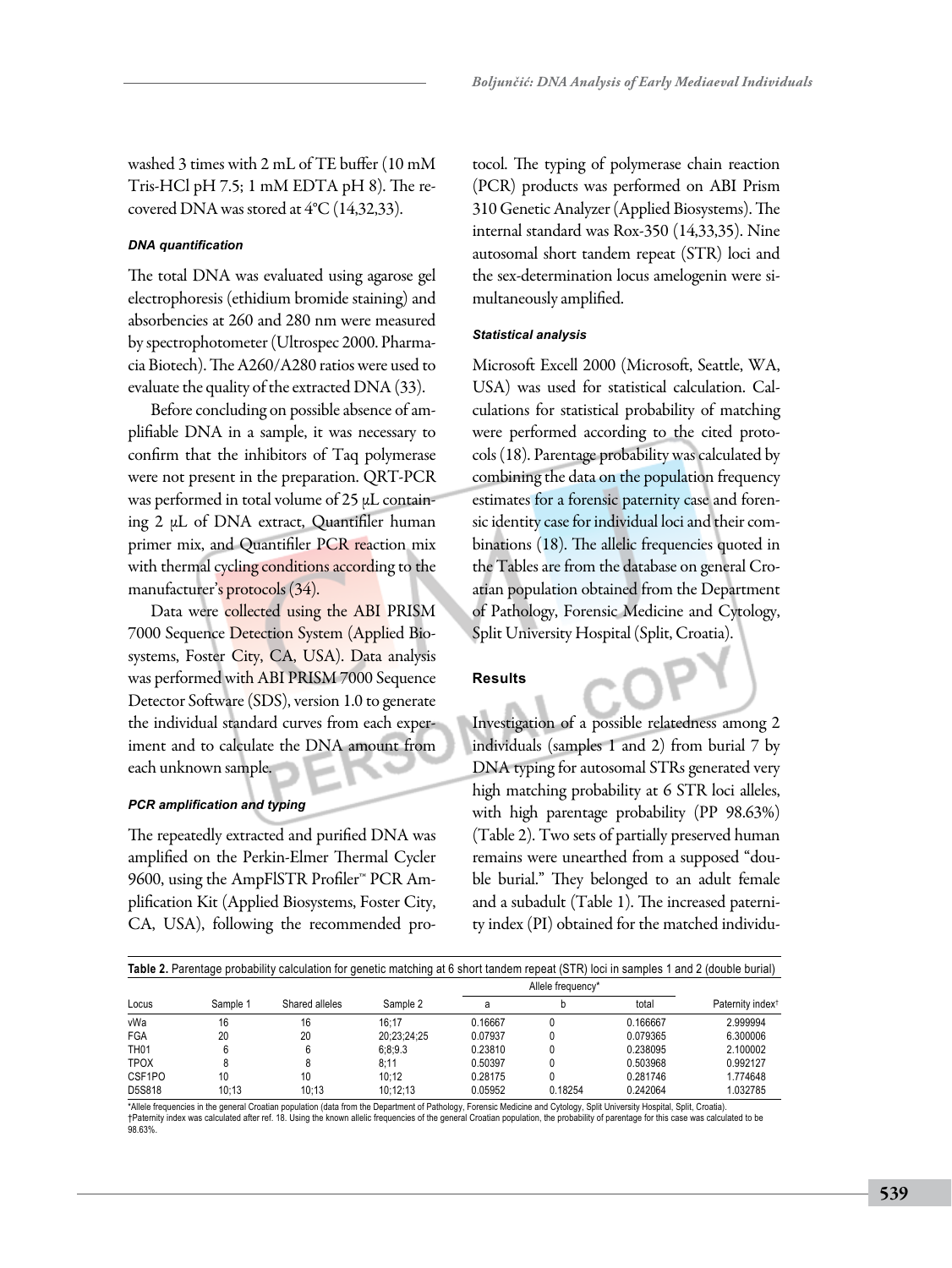washed 3 times with 2 mL of TE buffer (10 mM Tris-HCl pH 7.5; 1 mM EDTA pH 8). The recovered DNA was stored at 4°C (14,32,33).

#### *DNA quantification*

The total DNA was evaluated using agarose gel electrophoresis (ethidium bromide staining) and absorbencies at 260 and 280 nm were measured by spectrophotometer (Ultrospec 2000. Pharmacia Biotech). The A260/A280 ratios were used to evaluate the quality of the extracted DNA (33).

Before concluding on possible absence of amplifiable DNA in a sample, it was necessary to confirm that the inhibitors of Taq polymerase were not present in the preparation. QRT-PCR was performed in total volume of 25 μL containing 2 μL of DNA extract, Quantifiler human primer mix, and Quantifiler PCR reaction mix with thermal cycling conditions according to the manufacturer's protocols (34).

Data were collected using the ABI PRISM 7000 Sequence Detection System (Applied Biosystems, Foster City, CA, USA). Data analysis was performed with ABI PRISM 7000 Sequence Detector Software (SDS), version 1.0 to generate the individual standard curves from each experiment and to calculate the DNA amount from each unknown sample.

#### *PCR amplification and typing*

The repeatedly extracted and purified DNA was amplified on the Perkin-Elmer Thermal Cycler 9600, using the AmpFlSTR Profiler™ PCR Amplification Kit (Applied Biosystems, Foster City, CA, USA), following the recommended protocol. The typing of polymerase chain reaction (PCR) products was performed on ABI Prism 310 Genetic Analyzer (Applied Biosystems). The internal standard was Rox-350 (14,33,35). Nine autosomal short tandem repeat (STR) loci and the sex-determination locus amelogenin were simultaneously amplified.

#### *Statistical analysis*

Microsoft Excell 2000 (Microsoft, Seattle, WA, USA) was used for statistical calculation. Calculations for statistical probability of matching were performed according to the cited protocols (18). Parentage probability was calculated by combining the data on the population frequency estimates for a forensic paternity case and forensic identity case for individual loci and their combinations (18). The allelic frequencies quoted in the Tables are from the database on general Croatian population obtained from the Department of Pathology, Forensic Medicine and Cytology, Split University Hospital (Split, Croatia).

## Results

Investigation of a possible relatedness among 2 individuals (samples 1 and 2) from burial 7 by DNA typing for autosomal STRs generated very high matching probability at 6 STR loci alleles, with high parentage probability (PP 98.63%) (Table 2). Two sets of partially preserved human remains were unearthed from a supposed "double burial." They belonged to an adult female and a subadult (Table 1). The increased paternity index (PI) obtained for the matched individu-

**Table 2.** Parentage probability calculation for genetic matching at 6 short tandem repeat (STR) loci in samples 1 and 2 (double burial)

| Locus | Sample 1 | Shared alleles | Sample 2 | Allele frequency* | | | Paternity index† |
|---|---|---|---|---|---|---|---|
| | | | | a | b | total | |
| vWa | 16 | 16 | 16;17 | 0.16667 | 0 | 0.166667 | 2.999994 |
| FGA | 20 | 20 | 20;23;24;25 | 0.07937 | 0 | 0.079365 | 6.300006 |
| TH01 | 6 | 6 | 6;8;9.3 | 0.23810 | 0 | 0.238095 | 2.100002 |
| TPOX | 8 | 8 | 8;11 | 0.50397 | 0 | 0.503968 | 0.992127 |
| CSF1PO | 10 | 10 | 10;12 | 0.28175 | 0 | 0.281746 | 1.774648 |
| D5S818 | 10;13 | 10;13 | 10;12;13 | 0.05952 | 0.18254 | 0.242064 | 1.032785 |

*Allele frequencies in the general Croatian population (data from the Department of Pathology, Forensic Medicine and Cytology, Split University Hospital, Split, Croatia).
†Paternity index was calculated after ref. 18. Using the known allelic frequencies of the general Croatian population, the probability of parentage for this case was calculated to be 98.63%.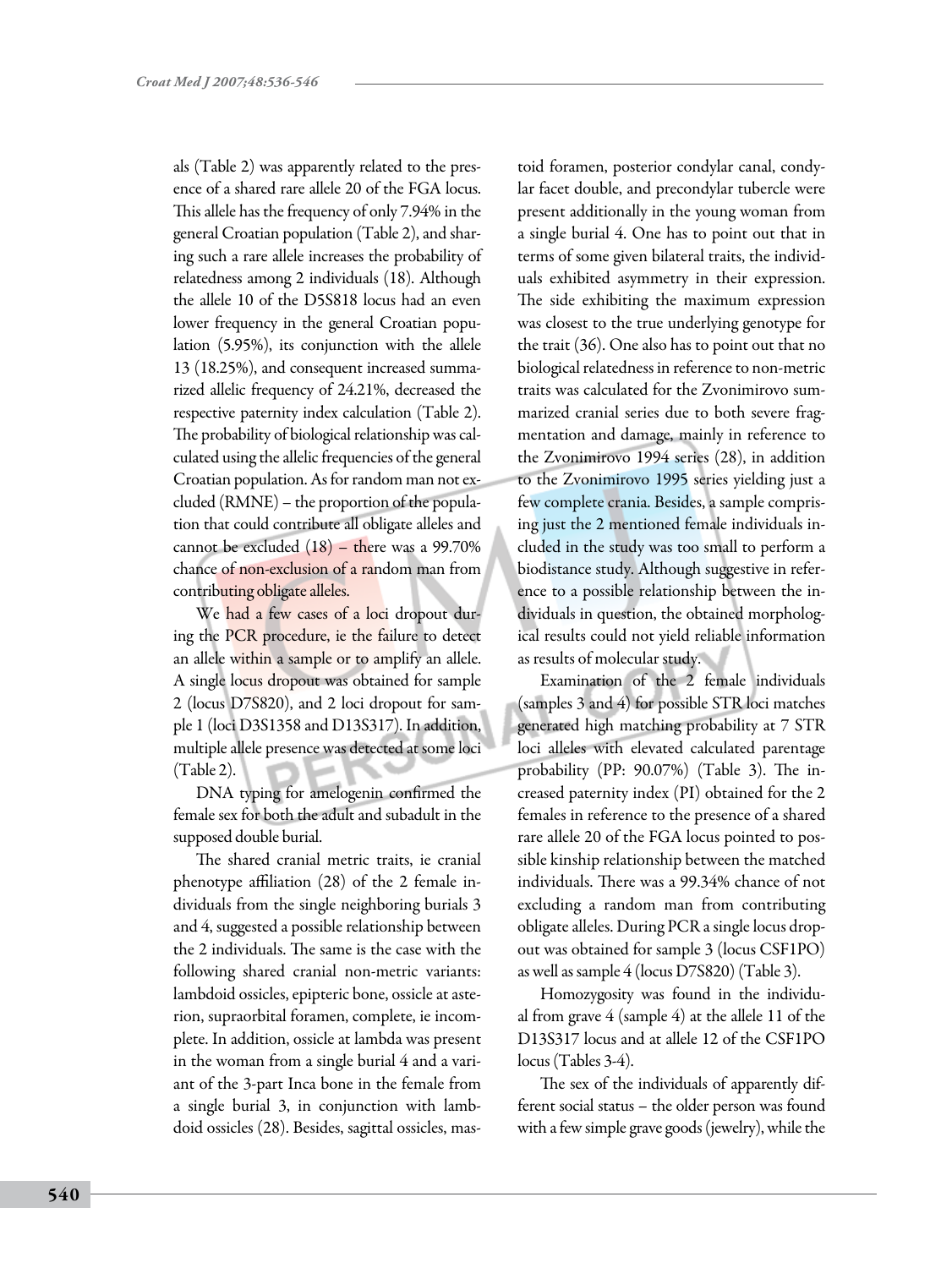als (Table 2) was apparently related to the presence of a shared rare allele 20 of the FGA locus. This allele has the frequency of only 7.94% in the general Croatian population (Table 2), and sharing such a rare allele increases the probability of relatedness among 2 individuals (18). Although the allele 10 of the D5S818 locus had an even lower frequency in the general Croatian population (5.95%), its conjunction with the allele 13 (18.25%), and consequent increased summarized allelic frequency of 24.21%, decreased the respective paternity index calculation (Table 2). The probability of biological relationship was calculated using the allelic frequencies of the general Croatian population. As for random man not excluded (RMNE) – the proportion of the population that could contribute all obligate alleles and cannot be excluded (18) – there was a 99.70% chance of non-exclusion of a random man from contributing obligate alleles.

We had a few cases of a loci dropout during the PCR procedure, ie the failure to detect an allele within a sample or to amplify an allele. A single locus dropout was obtained for sample 2 (locus D7S820), and 2 loci dropout for sample 1 (loci D3S1358 and D13S317). In addition, multiple allele presence was detected at some loci (Table 2).

DNA typing for amelogenin confirmed the female sex for both the adult and subadult in the supposed double burial.

The shared cranial metric traits, ie cranial phenotype affiliation (28) of the 2 female individuals from the single neighboring burials 3 and 4, suggested a possible relationship between the 2 individuals. The same is the case with the following shared cranial non-metric variants: lambdoid ossicles, epipteric bone, ossicle at asterion, supraorbital foramen, complete, ie incomplete. In addition, ossicle at lambda was present in the woman from a single burial 4 and a variant of the 3-part Inca bone in the female from a single burial 3, in conjunction with lambdoid ossicles (28). Besides, sagittal ossicles, mastoid foramen, posterior condylar canal, condylar facet double, and precondylar tubercle were present additionally in the young woman from a single burial 4. One has to point out that in terms of some given bilateral traits, the individuals exhibited asymmetry in their expression. The side exhibiting the maximum expression was closest to the true underlying genotype for the trait (36). One also has to point out that no biological relatedness in reference to non-metric traits was calculated for the Zvonimirovo summarized cranial series due to both severe fragmentation and damage, mainly in reference to the Zvonimirovo 1994 series (28), in addition to the Zvonimirovo 1995 series yielding just a few complete crania. Besides, a sample comprising just the 2 mentioned female individuals included in the study was too small to perform a biodistance study. Although suggestive in reference to a possible relationship between the individuals in question, the obtained morphological results could not yield reliable information as results of molecular study.

Examination of the 2 female individuals (samples 3 and 4) for possible STR loci matches generated high matching probability at 7 STR loci alleles with elevated calculated parentage probability (PP: 90.07%) (Table 3). The increased paternity index (PI) obtained for the 2 females in reference to the presence of a shared rare allele 20 of the FGA locus pointed to possible kinship relationship between the matched individuals. There was a 99.34% chance of not excluding a random man from contributing obligate alleles. During PCR a single locus dropout was obtained for sample 3 (locus CSF1PO) as well as sample 4 (locus D7S820) (Table 3).

Homozygosity was found in the individual from grave 4 (sample 4) at the allele 11 of the D13S317 locus and at allele 12 of the CSF1PO locus (Tables 3-4).

The sex of the individuals of apparently different social status – the older person was found with a few simple grave goods (jewelry), while the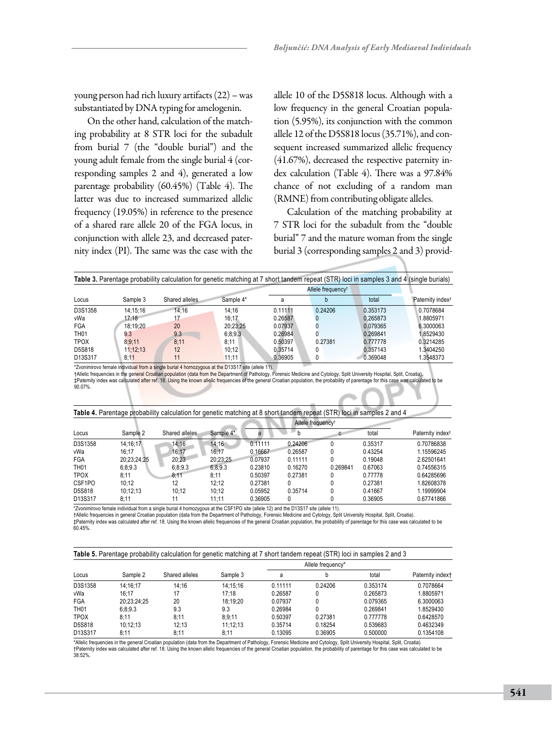young person had rich luxury artifacts (22) – was substantiated by DNA typing for amelogenin.

On the other hand, calculation of the matching probability at 8 STR loci for the subadult from burial 7 (the "double burial") and the young adult female from the single burial 4 (corresponding samples 2 and 4), generated a low parentage probability (60.45%) (Table 4). The latter was due to increased summarized allelic frequency (19.05%) in reference to the presence of a shared rare allele 20 of the FGA locus, in conjunction with allele 23, and decreased paternity index (PI). The same was the case with the allele 10 of the D5S818 locus. Although with a low frequency in the general Croatian population (5.95%), its conjunction with the common allele 12 of the D5S818 locus (35.71%), and consequent increased summarized allelic frequency (41.67%), decreased the respective paternity index calculation (Table 4). There was a 97.84% chance of not excluding of a random man (RMNE) from contributing obligate alleles.

Calculation of the matching probability at 7 STR loci for the subadult from the "double burial" 7 and the mature woman from the single burial 3 (corresponding samples 2 and 3) provid-

**Table 3.** Parentage probability calculation for genetic matching at 7 short tandem repeat (STR) loci in samples 3 and 4 (single burials)

| Locus | Sample 3 | Shared alleles | Sample 4* | Allele frequency† a | b | total | Paternity index‡ |
|---|---|---|---|---|---|---|---|
| D3S1358 | 14;15;16 | 14;16 | 14;16 | 0.11111 | 0.24206 | 0.353173 | 0.7078684 |
| vWa | 17;18 | 17 | 16;17 | 0.26587 | 0 | 0.265873 | 1.8805971 |
| FGA | 18;19;20 | 20 | 20;23;25 | 0.07937 | 0 | 0.079365 | 6.3000063 |
| TH01 | 9.3 | 9.3 | 6;8;9.3 | 0.26984 | 0 | 0.269841 | 1.8529430 |
| TPOX | 8;9;11 | 8;11 | 8;11 | 0.50397 | 0.27381 | 0.777778 | 0.3214285 |
| D5S818 | 11;12;13 | 12 | 10;12 | 0.35714 | 0 | 0.357143 | 1.3404250 |
| D13S317 | 8;11 | 11 | 11;11 | 0.36905 | 0 | 0.369048 | 1.3548373 |

*Zvonimirovo female individual from a single burial 4 homozygous at the D13S17 site (allele 11).
†Allelic frequencies in the general Croatian population (data from the Department of Pathology, Forensic Medicine and Cytology, Split University Hospital, Split, Croatia).
‡Paternity index was calculated after ref. 18. Using the known allelic frequencies of the general Croatian population, the probability of parentage for this case was calculated to be 90.07%.

**Table 4.** Parentage probability calculation for genetic matching at 8 short tandem repeat (STR) loci in samples 2 and 4

| Locus | Sample 2 | Shared alleles | Sample 4* | Allele frequency† a | b | c | total | Paternity index‡ |
|---|---|---|---|---|---|---|---|---|
| D3S1358 | 14;16;17 | 14;16 | 14;16 | 0.11111 | 0.24206 | 0 | 0.35317 | 0.70786838 |
| vWa | 16;17 | 16;17 | 16;17 | 0.16667 | 0.26587 | 0 | 0.43254 | 1.15596245 |
| FGA | 20;23;24;25 | 20;23 | 20;23;25 | 0.07937 | 0.11111 | 0 | 0.19048 | 2.62501641 |
| TH01 | 6;8;9.3 | 6;8;9.3 | 6;8;9.3 | 0.23810 | 0.16270 | 0.269841 | 0.67063 | 0.74556315 |
| TPOX | 8;11 | 8;11 | 8;11 | 0.50397 | 0.27381 | 0 | 0.77778 | 0.64285696 |
| CSF1PO | 10;12 | 12 | 12;12 | 0.27381 | 0 | 0 | 0.27381 | 1.82608378 |
| D5S818 | 10;12;13 | 10;12 | 10;12 | 0.05952 | 0.35714 | 0 | 0.41667 | 1.19999904 |
| D13S317 | 8;11 | 11 | 11;11 | 0.36905 | 0 | 0 | 0.36905 | 0.67741866 |

*Zvonimirovo female individual from a single burial 4 homozygous at the CSF1PO site (allele 12) and the D13S17 site (allele 11).
†Allelic frequencies in general Croatian population (data from the Department of Pathology, Forensic Medicine and Cytology, Split University Hospital, Split, Croatia).
‡Paternity index was calculated after ref. 18. Using the known allelic frequencies of the general Croatian population, the probability of parentage for this case was calculated to be 60.45%.

**Table 5.** Parentage probability calculation for genetic matching at 7 short tandem repeat (STR) loci in samples 2 and 3

| Locus | Sample 2 | Shared alleles | Sample 3 | Allele frequency* a | b | total | Paternity index† |
|---|---|---|---|---|---|---|---|
| D3S1358 | 14;16;17 | 14;16 | 14;15;16 | 0.11111 | 0.24206 | 0.353174 | 0.7078664 |
| vWa | 16;17 | 17 | 17;18 | 0.26587 | 0 | 0.265873 | 1.8805971 |
| FGA | 20;23;24;25 | 20 | 18;19;20 | 0.07937 | 0 | 0.079365 | 6.3000063 |
| TH01 | 6;8;9.3 | 9.3 | 9.3 | 0.26984 | 0 | 0.269841 | 1.8529430 |
| TPOX | 8;11 | 8;11 | 8;9;11 | 0.50397 | 0.27381 | 0.777778 | 0.6428570 |
| D5S818 | 10;12;13 | 12;13 | 11;12;13 | 0.35714 | 0.18254 | 0.539683 | 0.4632349 |
| D13S317 | 8;11 | 8;11 | 8;11 | 0.13095 | 0.36905 | 0.500000 | 0.1354108 |

*Allelic frequencies in the general Croatian population (data from the Department of Pathology, Forensic Medicine and Cytology, Split University Hospital, Split, Croatia).
†Paternity index was calculated after ref. 18. Using the known allelic frequencies of the general Croatian population, the probability of parentage for this case was calculated to be 38.52%.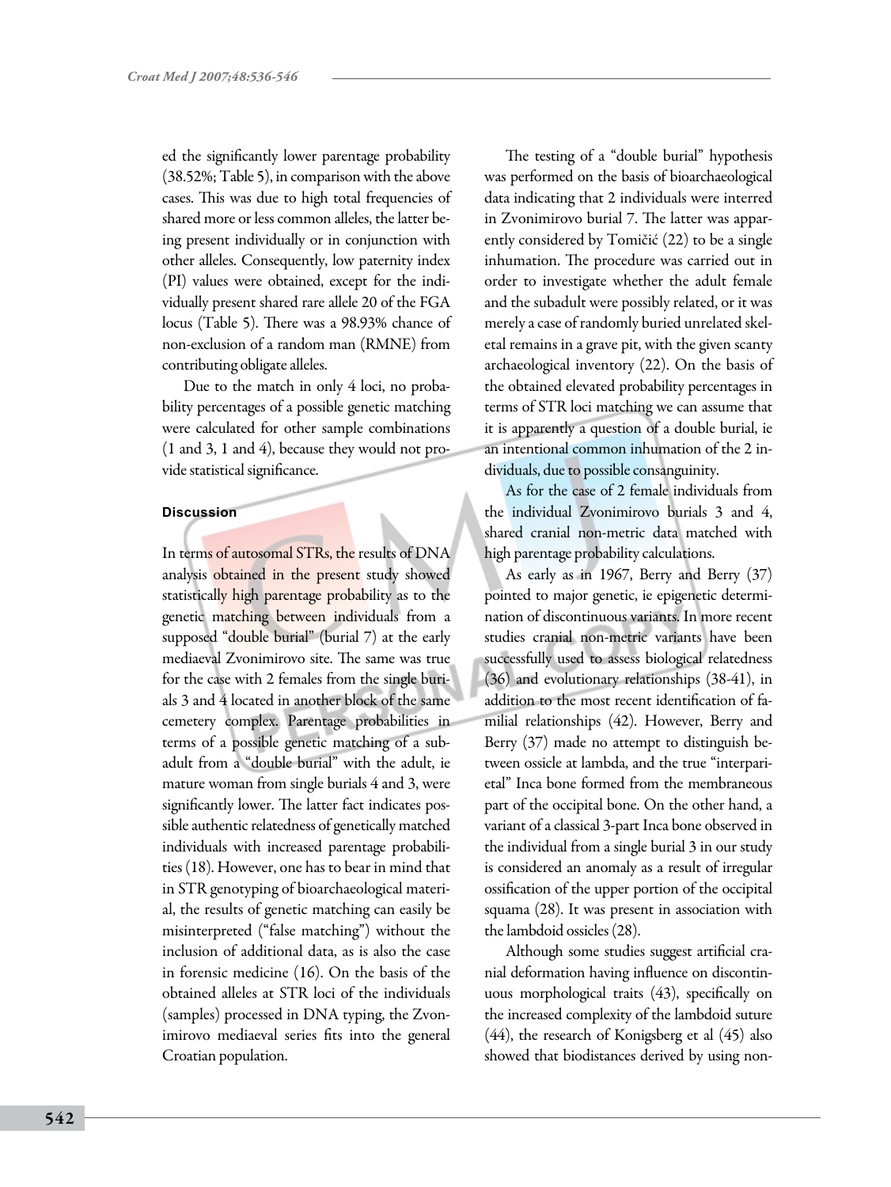ed the significantly lower parentage probability (38.52%; Table 5), in comparison with the above cases. This was due to high total frequencies of shared more or less common alleles, the latter being present individually or in conjunction with other alleles. Consequently, low paternity index (PI) values were obtained, except for the individually present shared rare allele 20 of the FGA locus (Table 5). There was a 98.93% chance of non-exclusion of a random man (RMNE) from contributing obligate alleles.

Due to the match in only 4 loci, no probability percentages of a possible genetic matching were calculated for other sample combinations (1 and 3, 1 and 4), because they would not provide statistical significance.

## Discussion

In terms of autosomal STRs, the results of DNA analysis obtained in the present study showed statistically high parentage probability as to the genetic matching between individuals from a supposed "double burial" (burial 7) at the early mediaeval Zvonimirovo site. The same was true for the case with 2 females from the single burials 3 and 4 located in another block of the same cemetery complex. Parentage probabilities in terms of a possible genetic matching of a subadult from a "double burial" with the adult, ie mature woman from single burials 4 and 3, were significantly lower. The latter fact indicates possible authentic relatedness of genetically matched individuals with increased parentage probabilities (18). However, one has to bear in mind that in STR genotyping of bioarchaeological material, the results of genetic matching can easily be misinterpreted ("false matching") without the inclusion of additional data, as is also the case in forensic medicine (16). On the basis of the obtained alleles at STR loci of the individuals (samples) processed in DNA typing, the Zvonimirovo mediaeval series fits into the general Croatian population.

The testing of a "double burial" hypothesis was performed on the basis of bioarchaeological data indicating that 2 individuals were interred in Zvonimirovo burial 7. The latter was apparently considered by Tomičić (22) to be a single inhumation. The procedure was carried out in order to investigate whether the adult female and the subadult were possibly related, or it was merely a case of randomly buried unrelated skeletal remains in a grave pit, with the given scanty archaeological inventory (22). On the basis of the obtained elevated probability percentages in terms of STR loci matching we can assume that it is apparently a question of a double burial, ie an intentional common inhumation of the 2 individuals, due to possible consanguinity.

As for the case of 2 female individuals from the individual Zvonimirovo burials 3 and 4, shared cranial non-metric data matched with high parentage probability calculations.

As early as in 1967, Berry and Berry (37) pointed to major genetic, ie epigenetic determination of discontinuous variants. In more recent studies cranial non-metric variants have been successfully used to assess biological relatedness (36) and evolutionary relationships (38-41), in addition to the most recent identification of familial relationships (42). However, Berry and Berry (37) made no attempt to distinguish between ossicle at lambda, and the true "interparietal" Inca bone formed from the membraneous part of the occipital bone. On the other hand, a variant of a classical 3-part Inca bone observed in the individual from a single burial 3 in our study is considered an anomaly as a result of irregular ossification of the upper portion of the occipital squama (28). It was present in association with the lambdoid ossicles (28).

Although some studies suggest artificial cranial deformation having influence on discontinuous morphological traits (43), specifically on the increased complexity of the lambdoid suture (44), the research of Konigsberg et al (45) also showed that biodistances derived by using non-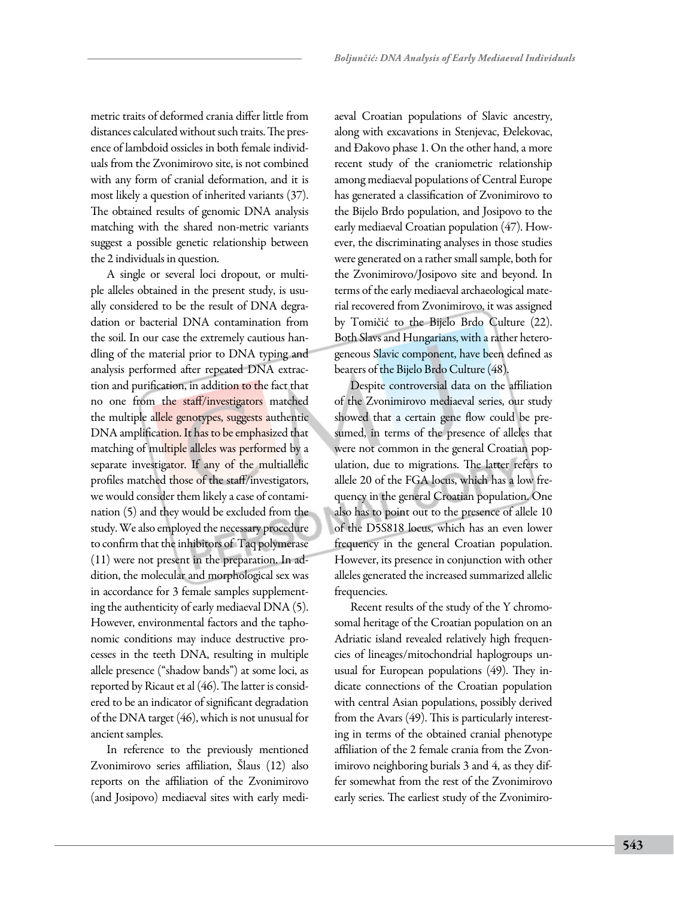metric traits of deformed crania differ little from distances calculated without such traits. The presence of lambdoid ossicles in both female individuals from the Zvonimirovo site, is not combined with any form of cranial deformation, and it is most likely a question of inherited variants (37). The obtained results of genomic DNA analysis matching with the shared non-metric variants suggest a possible genetic relationship between the 2 individuals in question.

A single or several loci dropout, or multiple alleles obtained in the present study, is usually considered to be the result of DNA degradation or bacterial DNA contamination from the soil. In our case the extremely cautious handling of the material prior to DNA typing and analysis performed after repeated DNA extraction and purification, in addition to the fact that no one from the staff/investigators matched the multiple allele genotypes, suggests authentic DNA amplification. It has to be emphasized that matching of multiple alleles was performed by a separate investigator. If any of the multiallelic profiles matched those of the staff/investigators, we would consider them likely a case of contamination (5) and they would be excluded from the study. We also employed the necessary procedure to confirm that the inhibitors of Taq polymerase (11) were not present in the preparation. In addition, the molecular and morphological sex was in accordance for 3 female samples supplementing the authenticity of early mediaeval DNA (5). However, environmental factors and the taphonomic conditions may induce destructive processes in the teeth DNA, resulting in multiple allele presence ("shadow bands") at some loci, as reported by Ricaut et al (46). The latter is considered to be an indicator of significant degradation of the DNA target (46), which is not unusual for ancient samples.

In reference to the previously mentioned Zvonimirovo series affiliation, Šlaus (12) also reports on the affiliation of the Zvonimirovo (and Josipovo) mediaeval sites with early mediaeval Croatian populations of Slavic ancestry, along with excavations in Stenjevac, Đelekovac, and Đakovo phase 1. On the other hand, a more recent study of the craniometric relationship among mediaeval populations of Central Europe has generated a classification of Zvonimirovo to the Bijelo Brdo population, and Josipovo to the early mediaeval Croatian population (47). However, the discriminating analyses in those studies were generated on a rather small sample, both for the Zvonimirovo/Josipovo site and beyond. In terms of the early mediaeval archaeological material recovered from Zvonimirovo, it was assigned by Tomičić to the Bijelo Brdo Culture (22). Both Slavs and Hungarians, with a rather heterogeneous Slavic component, have been defined as bearers of the Bijelo Brdo Culture (48).

Despite controversial data on the affiliation of the Zvonimirovo mediaeval series, our study showed that a certain gene flow could be presumed, in terms of the presence of alleles that were not common in the general Croatian population, due to migrations. The latter refers to allele 20 of the FGA locus, which has a low frequency in the general Croatian population. One also has to point out to the presence of allele 10 of the D5S818 locus, which has an even lower frequency in the general Croatian population. However, its presence in conjunction with other alleles generated the increased summarized allelic frequencies.

Recent results of the study of the Y chromosomal heritage of the Croatian population on an Adriatic island revealed relatively high frequencies of lineages/mitochondrial haplogroups unusual for European populations (49). They indicate connections of the Croatian population with central Asian populations, possibly derived from the Avars (49). This is particularly interesting in terms of the obtained cranial phenotype affiliation of the 2 female crania from the Zvonimirovo neighboring burials 3 and 4, as they differ somewhat from the rest of the Zvonimirovo early series. The earliest study of the Zvonimiro-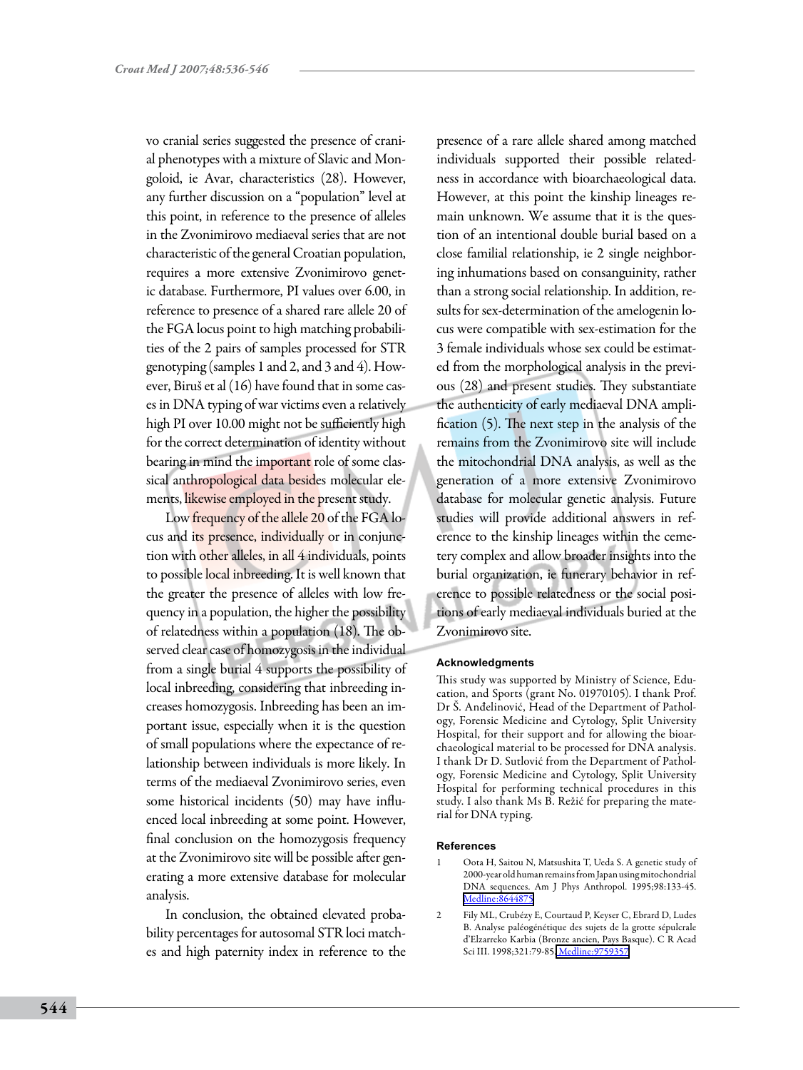vo cranial series suggested the presence of cranial phenotypes with a mixture of Slavic and Mongoloid, ie Avar, characteristics (28). However, any further discussion on a "population" level at this point, in reference to the presence of alleles in the Zvonimirovo mediaeval series that are not characteristic of the general Croatian population, requires a more extensive Zvonimirovo genetic database. Furthermore, PI values over 6.00, in reference to presence of a shared rare allele 20 of the FGA locus point to high matching probabilities of the 2 pairs of samples processed for STR genotyping (samples 1 and 2, and 3 and 4). However, Biruš et al (16) have found that in some cases in DNA typing of war victims even a relatively high PI over 10.00 might not be sufficiently high for the correct determination of identity without bearing in mind the important role of some classical anthropological data besides molecular elements, likewise employed in the present study.

Low frequency of the allele 20 of the FGA locus and its presence, individually or in conjunction with other alleles, in all 4 individuals, points to possible local inbreeding. It is well known that the greater the presence of alleles with low frequency in a population, the higher the possibility of relatedness within a population (18). The observed clear case of homozygosis in the individual from a single burial 4 supports the possibility of local inbreeding, considering that inbreeding increases homozygosis. Inbreeding has been an important issue, especially when it is the question of small populations where the expectance of relationship between individuals is more likely. In terms of the mediaeval Zvonimirovo series, even some historical incidents (50) may have influenced local inbreeding at some point. However, final conclusion on the homozygosis frequency at the Zvonimirovo site will be possible after generating a more extensive database for molecular analysis.

In conclusion, the obtained elevated probability percentages for autosomal STR loci matches and high paternity index in reference to the presence of a rare allele shared among matched individuals supported their possible relatedness in accordance with bioarchaeological data. However, at this point the kinship lineages remain unknown. We assume that it is the question of an intentional double burial based on a close familial relationship, ie 2 single neighboring inhumations based on consanguinity, rather than a strong social relationship. In addition, results for sex-determination of the amelogenin locus were compatible with sex-estimation for the 3 female individuals whose sex could be estimated from the morphological analysis in the previous (28) and present studies. They substantiate the authenticity of early mediaeval DNA amplification (5). The next step in the analysis of the remains from the Zvonimirovo site will include the mitochondrial DNA analysis, as well as the generation of a more extensive Zvonimirovo database for molecular genetic analysis. Future studies will provide additional answers in reference to the kinship lineages within the cemetery complex and allow broader insights into the burial organization, ie funerary behavior in reference to possible relatedness or the social positions of early mediaeval individuals buried at the Zvonimirovo site.

#### Acknowledgments

This study was supported by Ministry of Science, Education, and Sports (grant No. 01970105). I thank Prof. Dr Š. Anđelinović, Head of the Department of Pathology, Forensic Medicine and Cytology, Split University Hospital, for their support and for allowing the bioarchaeological material to be processed for DNA analysis. I thank Dr D. Sutlović from the Department of Pathology, Forensic Medicine and Cytology, Split University Hospital for performing technical procedures in this study. I also thank Ms B. Režić for preparing the material for DNA typing.

#### References

1. Oota H, Saitou N, Matsushita T, Ueda S. A genetic study of 2000-year old human remains from Japan using mitochondrial DNA sequences. Am J Phys Anthropol. 1995;98:133-45. Medline:8644875
2. Fily ML, Crubézy E, Courtaud P, Keyser C, Ebrard D, Ludes B. Analyse paléogénétique des sujets de la grotte sépulcrale d'Elzarreko Karbia (Bronze ancien, Pays Basque). C R Acad Sci III. 1998;321:79-85. Medline:9759357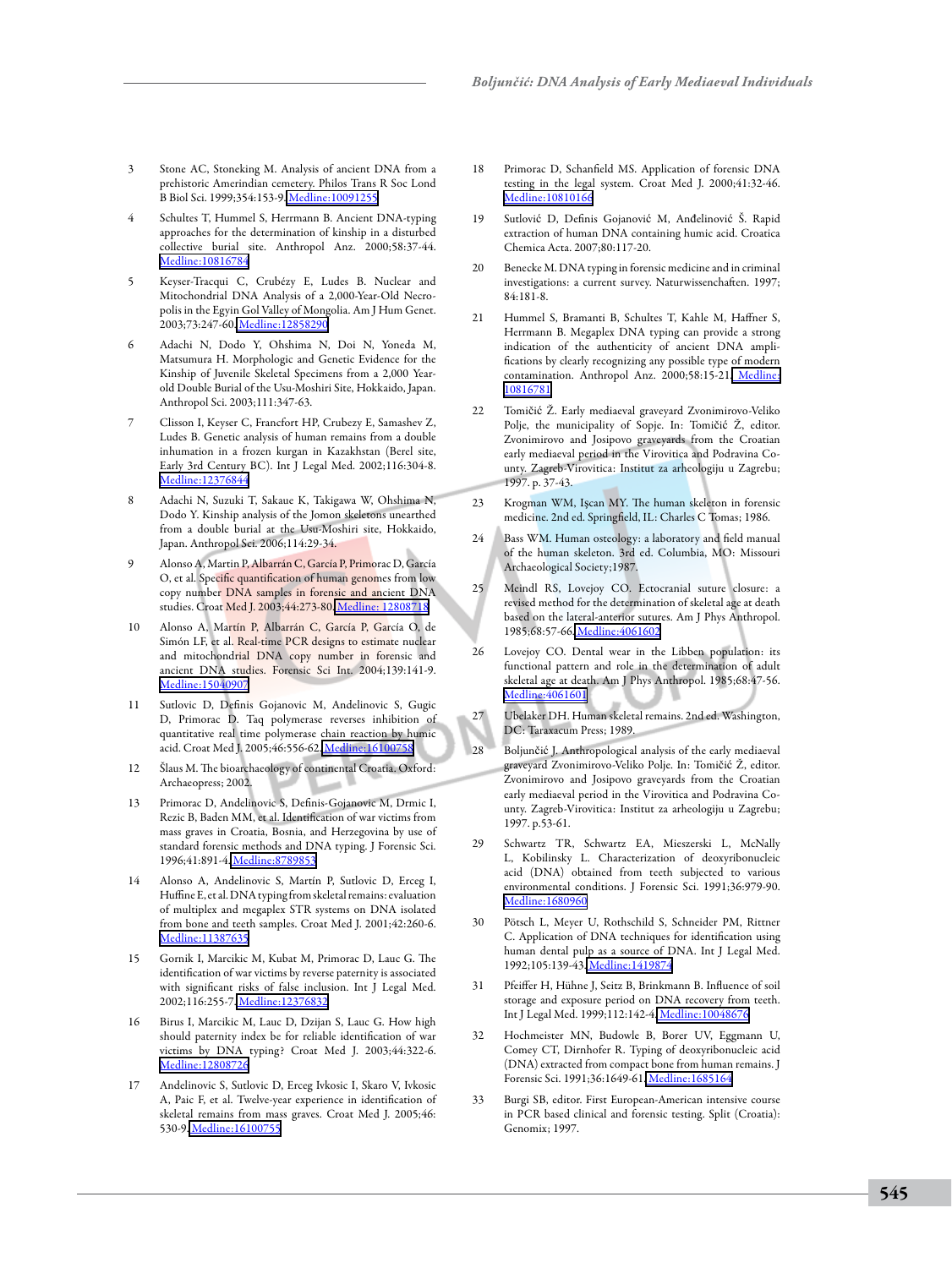3. Stone AC, Stoneking M. Analysis of ancient DNA from a prehistoric Amerindian cemetery. Philos Trans R Soc Lond B Biol Sci. 1999;354:153-9. Medline:10091255

4. Schultes T, Hummel S, Herrmann B. Ancient DNA-typing approaches for the determination of kinship in a disturbed collective burial site. Anthropol Anz. 2000;58:37-44. Medline:10816784

5. Keyser-Tracqui C, Crubézy E, Ludes B. Nuclear and Mitochondrial DNA Analysis of a 2,000-Year-Old Necropolis in the Egyin Gol Valley of Mongolia. Am J Hum Genet. 2003;73:247-60. Medline:12858290

6. Adachi N, Dodo Y, Ohshima N, Doi N, Yoneda M, Matsumura H. Morphologic and Genetic Evidence for the Kinship of Juvenile Skeletal Specimens from a 2,000 Year-old Double Burial of the Usu-Moshiri Site, Hokkaido, Japan. Anthropol Sci. 2003;111:347-63.

7. Clisson I, Keyser C, Francfort HP, Crubezy E, Samashev Z, Ludes B. Genetic analysis of human remains from a double inhumation in a frozen kurgan in Kazakhstan (Berel site, Early 3rd Century BC). Int J Legal Med. 2002;116:304-8. Medline:12376844

8. Adachi N, Suzuki T, Sakaue K, Takigawa W, Ohshima N, Dodo Y. Kinship analysis of the Jomon skeletons unearthed from a double burial at the Usu-Moshiri site, Hokkaido, Japan. Anthropol Sci. 2006;114:29-34.

9. Alonso A, Martin P, Albarrán C, García P, Primorac D, García O, et al. Specific quantification of human genomes from low copy number DNA samples in forensic and ancient DNA studies. Croat Med J. 2003;44:273-80. Medline: 12808718

10. Alonso A, Martín P, Albarrán C, García P, García O, de Simón LF, et al. Real-time PCR designs to estimate nuclear and mitochondrial DNA copy number in forensic and ancient DNA studies. Forensic Sci Int. 2004;139:141-9. Medline:15040907

11. Sutlovic D, Definis Gojanovic M, Andelinovic S, Gugic D, Primorac D. Taq polymerase reverses inhibition of quantitative real time polymerase chain reaction by humic acid. Croat Med J. 2005;46:556-62. Medline:16100758

12. Šlaus M. The bioarchaeology of continental Croatia. Oxford: Archaeopress; 2002.

13. Primorac D, Andelinovic S, Definis-Gojanovic M, Drmic I, Rezic B, Baden MM, et al. Identification of war victims from mass graves in Croatia, Bosnia, and Herzegovina by use of standard forensic methods and DNA typing. J Forensic Sci. 1996;41:891-4. Medline:8789853

14. Alonso A, Andelinovic S, Martín P, Sutlovic D, Erceg I, Huffine E, et al. DNA typing from skeletal remains: evaluation of multiplex and megaplex STR systems on DNA isolated from bone and teeth samples. Croat Med J. 2001;42:260-6. Medline:11387635

15. Gornik I, Marcikic M, Kubat M, Primorac D, Lauc G. The identification of war victims by reverse paternity is associated with significant risks of false inclusion. Int J Legal Med. 2002;116:255-7. Medline:12376832

16. Birus I, Marcikic M, Lauc D, Dzijan S, Lauc G. How high should paternity index be for reliable identification of war victims by DNA typing? Croat Med J. 2003;44:322-6. Medline:12808726

17. Andelinovic S, Sutlovic D, Erceg Ivkosic I, Skaro V, Ivkosic A, Paic F, et al. Twelve-year experience in identification of skeletal remains from mass graves. Croat Med J. 2005;46:530-9. Medline:16100755

18. Primorac D, Schanfield MS. Application of forensic DNA testing in the legal system. Croat Med J. 2000;41:32-46. Medline:10810166

19. Sutlović D, Definis Gojanović M, Anđelinović Š. Rapid extraction of human DNA containing humic acid. Croatica Chemica Acta. 2007;80:117-20.

20. Benecke M. DNA typing in forensic medicine and in criminal investigations: a current survey. Naturwissenschaften. 1997;84:181-8.

21. Hummel S, Bramanti B, Schultes T, Kahle M, Haffner S, Herrmann B. Megaplex DNA typing can provide a strong indication of the authenticity of ancient DNA amplifications by clearly recognizing any possible type of modern contamination. Anthropol Anz. 2000;58:15-21. Medline:10816781

22. Tomičić Ž. Early mediaeval graveyard Zvonimirovo-Veliko Polje, the municipality of Sopje. In: Tomičić Ž, editor. Zvonimirovo and Josipovo graveyards from the Croatian early mediaeval period in the Virovitica and Podravina County. Zagreb-Virovitica: Institut za arheologiju u Zagrebu; 1997. p. 37-43.

23. Krogman WM, Işcan MY. The human skeleton in forensic medicine. 2nd ed. Springfield, IL: Charles C Tomas; 1986.

24. Bass WM. Human osteology: a laboratory and field manual of the human skeleton. 3rd ed. Columbia, MO: Missouri Archaeological Society;1987.

25. Meindl RS, Lovejoy CO. Ectocranial suture closure: a revised method for the determination of skeletal age at death based on the lateral-anterior sutures. Am J Phys Anthropol. 1985;68:57-66. Medline:4061602

26. Lovejoy CO. Dental wear in the Libben population: its functional pattern and role in the determination of adult skeletal age at death. Am J Phys Anthropol. 1985;68:47-56. Medline:4061601

27. Ubelaker DH. Human skeletal remains. 2nd ed. Washington, DC: Taraxacum Press; 1989.

28. Boljunčić J. Anthropological analysis of the early mediaeval graveyard Zvonimirovo-Veliko Polje. In: Tomičić Ž, editor. Zvonimirovo and Josipovo graveyards from the Croatian early mediaeval period in the Virovitica and Podravina County. Zagreb-Virovitica: Institut za arheologiju u Zagrebu; 1997. p.53-61.

29. Schwartz TR, Schwartz EA, Mieszerski L, McNally L, Kobilinsky L. Characterization of deoxyribonucleic acid (DNA) obtained from teeth subjected to various environmental conditions. J Forensic Sci. 1991;36:979-90. Medline:1680960

30. Pötsch L, Meyer U, Rothschild S, Schneider PM, Rittner C. Application of DNA techniques for identification using human dental pulp as a source of DNA. Int J Legal Med. 1992;105:139-43. Medline:1419874

31. Pfeiffer H, Hühne J, Seitz B, Brinkmann B. Influence of soil storage and exposure period on DNA recovery from teeth. Int J Legal Med. 1999;112:142-4. Medline:10048676

32. Hochmeister MN, Budowle B, Borer UV, Eggmann U, Comey CT, Dirnhofer R. Typing of deoxyribonucleic acid (DNA) extracted from compact bone from human remains. J Forensic Sci. 1991;36:1649-61. Medline:1685164

33. Burgi SB, editor. First European-American intensive course in PCR based clinical and forensic testing. Split (Croatia): Genomix; 1997.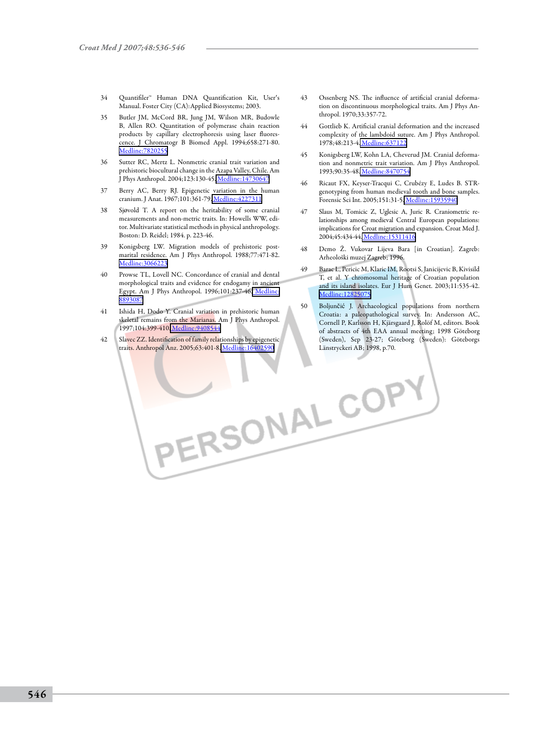34 Quantifiler™ Human DNA Quantification Kit, User's Manual. Foster City (CA):Applied Biosystems; 2003.

35 Butler JM, McCord BR, Jung JM, Wilson MR, Budowle B, Allen RO. Quantitation of polymerase chain reaction products by capillary electrophoresis using laser fluorescence. J Chromatogr B Biomed Appl. 1994;658:271-80. Medline:7820255

36 Sutter RC, Mertz L. Nonmetric cranial trait variation and prehistoric biocultural change in the Azapa Valley, Chile. Am J Phys Anthropol. 2004;123:130-45. Medline:14730647

37 Berry AC, Berry RJ. Epigenetic variation in the human cranium. J Anat. 1967;101:361-79. Medline:4227311

38 Sjøvold T. A report on the heritability of some cranial measurements and non-metric traits. In: Howells WW, editor. Multivariate statistical methods in physical anthropology. Boston: D. Reidel; 1984. p. 223-46.

39 Konigsberg LW. Migration models of prehistoric postmarital residence. Am J Phys Anthropol. 1988;77:471-82. Medline:3066223

40 Prowse TL, Lovell NC. Concordance of cranial and dental morphological traits and evidence for endogamy in ancient Egypt. Am J Phys Anthropol. 1996;101:237-46. Medline:8893087

41 Ishida H, Dodo Y. Cranial variation in prehistoric human skeletal remains from the Marianas. Am J Phys Anthropol. 1997;104:399-410. Medline:9408544

42 Slavec ZZ. Identification of family relationships by epigenetic traits. Anthropol Anz. 2005;63:401-8. Medline:16402590

43 Ossenberg NS. The influence of artificial cranial deformation on discontinuous morphological traits. Am J Phys Anthropol. 1970;33:357-72.

44 Gottlieb K. Artificial cranial deformation and the increased complexity of the lambdoid suture. Am J Phys Anthropol. 1978;48:213-4. Medline:637122

45 Konigsberg LW, Kohn LA, Cheverud JM. Cranial deformation and nonmetric trait variation. Am J Phys Anthropol. 1993;90:35-48. Medline:8470754

46 Ricaut FX, Keyser-Tracqui C, Crubézy E, Ludes B. STR-genotyping from human medieval tooth and bone samples. Forensic Sci Int. 2005;151:31-5. Medline:15935940

47 Slaus M, Tomicic Z, Uglesic A, Juric R. Craniometric relationships among medieval Central European populations: implications for Croat migration and expansion. Croat Med J. 2004;45:434-44. Medline:15311416

48 Demo Ž. Vukovar Lijeva Bara [in Croatian]. Zagreb: Arheološki muzej Zagreb; 1996.

49 Barac L, Pericic M, Klaric IM, Rootsi S, Janicijevic B, Kivisild T, et al. Y chromosomal heritage of Croatian population and its island isolates. Eur J Hum Genet. 2003;11:535-42. Medline:12825075

50 Boljunčić J. Archaeological populations from northern Croatia: a paleopathological survey. In: Andersson AC, Cornell P, Karlsson H, Kjärsgaard J, Rolöf M, editors. Book of abstracts of 4th EAA annual meeting; 1998 Göteborg (Sweden), Sep 23-27; Göteborg (Sweden): Göteborgs Länstryckeri AB; 1998, p.70.